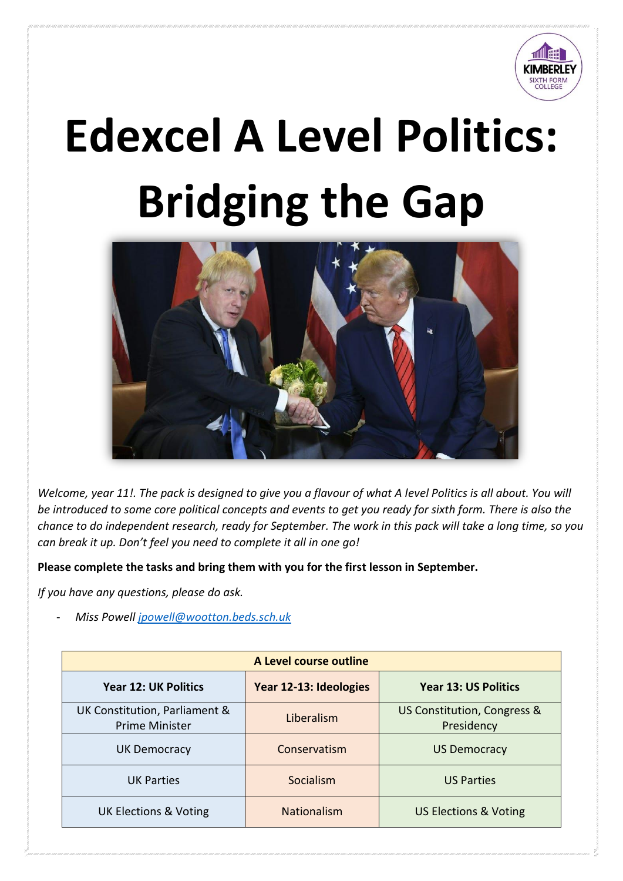# Edexcel A Level Politics: Bridging the Gap

*Welcome, year 11!. The pack is designed to give you a flavour of what A level Politics is all about. You will be introduced to some core political concepts and events to get you ready for sixth form. There is also the chance to do independent research, ready for September. The work in this pack will take a long time, so you can break it up. Don't feel you need to complete it all in one go!*

**Please complete the tasks and bring them with you for the first lesson in September.**

*If you have any questions, please do ask.*

- *Miss Powell [jpowell@wootton.beds.sch.uk](mailto:jpowell@wootton.beds.sch.uk)*

| A Level course outline | | |
|---|---|---|
| **Year 12: UK Politics** | **Year 12-13: Ideologies** | **Year 13: US Politics** |
| UK Constitution, Parliament & Prime Minister | Liberalism | US Constitution, Congress & Presidency |
| UK Democracy | Conservatism | US Democracy |
| UK Parties | Socialism | US Parties |
| UK Elections & Voting | Nationalism | US Elections & Voting |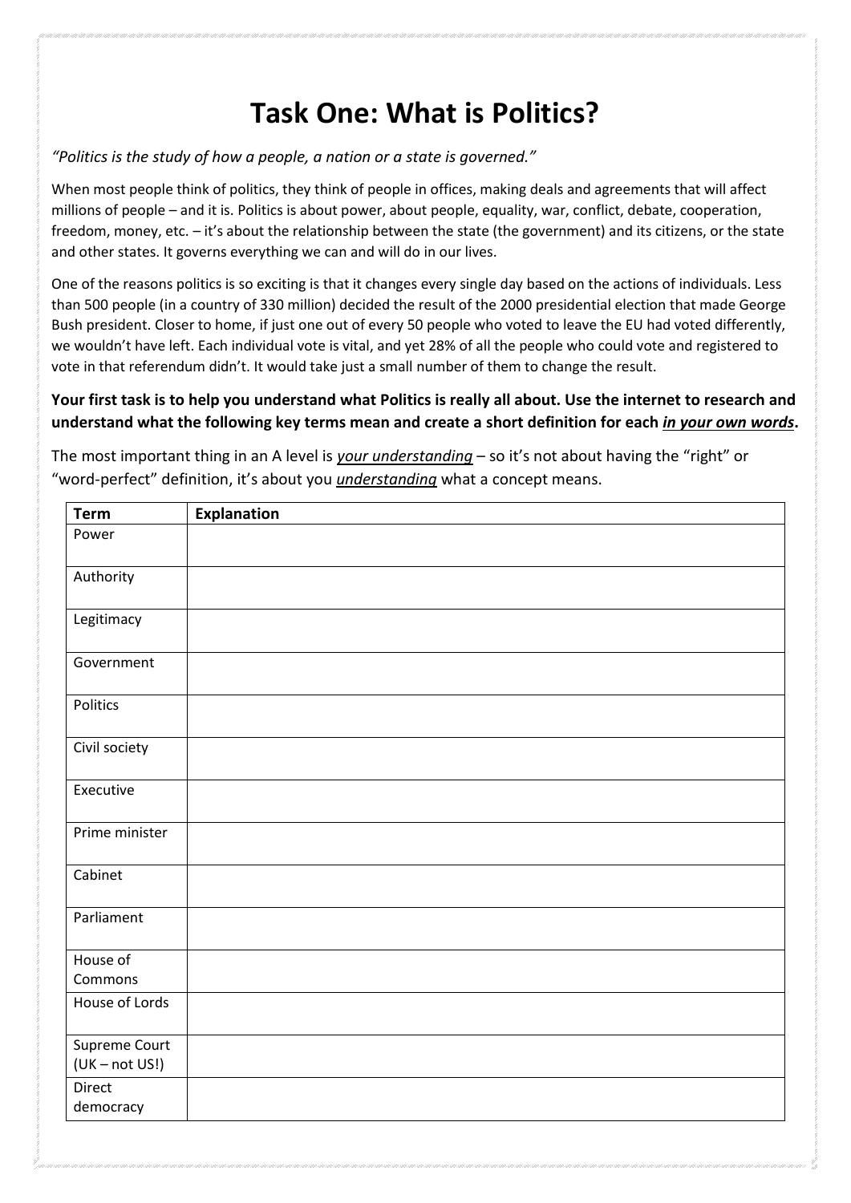# Task One: What is Politics?

*"Politics is the study of how a people, a nation or a state is governed."*

When most people think of politics, they think of people in offices, making deals and agreements that will affect millions of people – and it is. Politics is about power, about people, equality, war, conflict, debate, cooperation, freedom, money, etc. – it's about the relationship between the state (the government) and its citizens, or the state and other states. It governs everything we can and will do in our lives.

One of the reasons politics is so exciting is that it changes every single day based on the actions of individuals. Less than 500 people (in a country of 330 million) decided the result of the 2000 presidential election that made George Bush president. Closer to home, if just one out of every 50 people who voted to leave the EU had voted differently, we wouldn't have left. Each individual vote is vital, and yet 28% of all the people who could vote and registered to vote in that referendum didn't. It would take just a small number of them to change the result.

**Your first task is to help you understand what Politics is really all about. Use the internet to research and understand what the following key terms mean and create a short definition for each _in your own words_.**

The most important thing in an A level is *<u>your understanding</u>* – so it's not about having the "right" or "word-perfect" definition, it's about you *<u>understanding</u>* what a concept means.

| Term | Explanation |
|---|---|
| Power | |
| Authority | |
| Legitimacy | |
| Government | |
| Politics | |
| Civil society | |
| Executive | |
| Prime minister | |
| Cabinet | |
| Parliament | |
| House of Commons | |
| House of Lords | |
| Supreme Court (UK – not US!) | |
| Direct democracy | |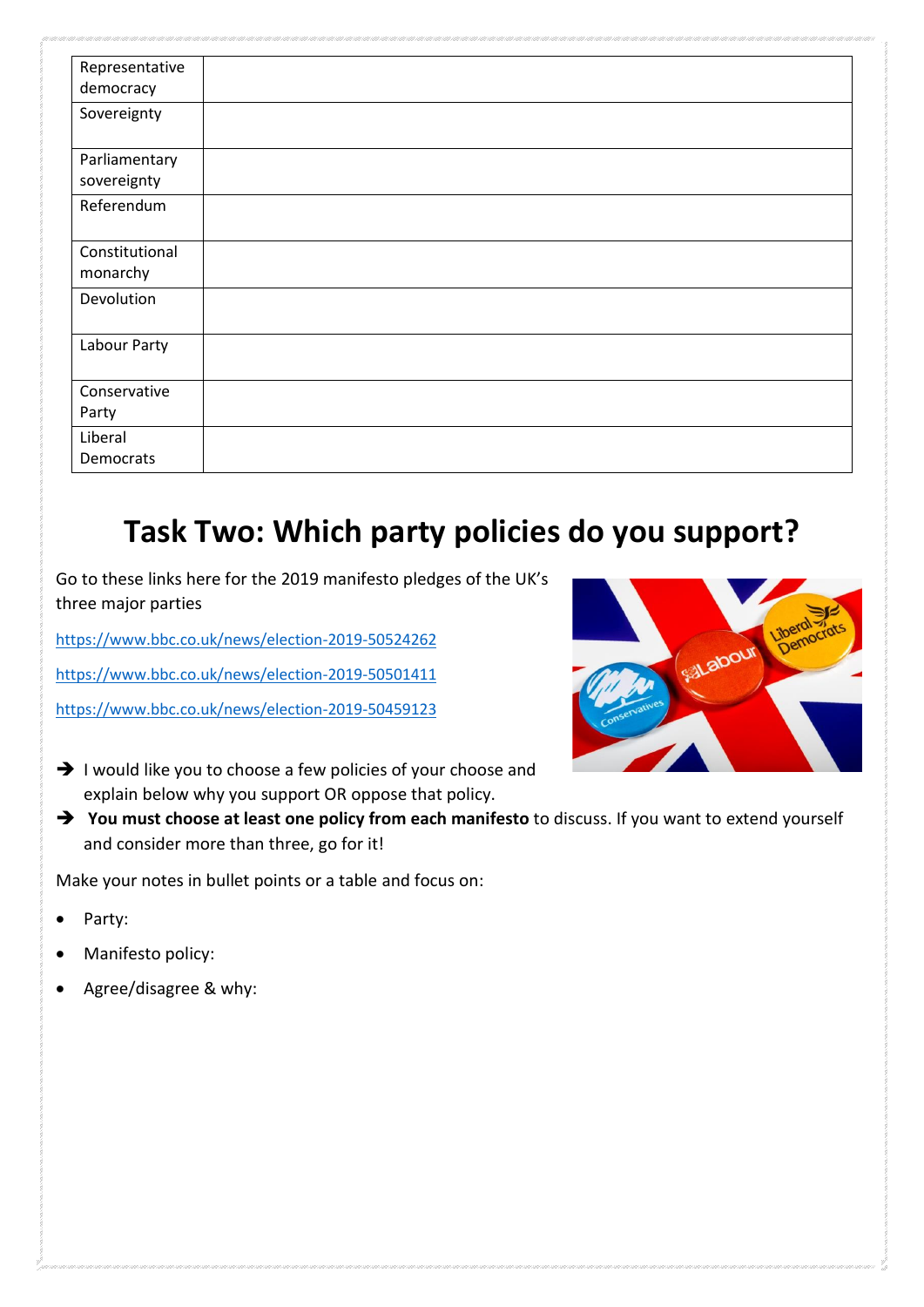| | |
|---|---|
| Representative democracy | |
| Sovereignty | |
| Parliamentary sovereignty | |
| Referendum | |
| Constitutional monarchy | |
| Devolution | |
| Labour Party | |
| Conservative Party | |
| Liberal Democrats | |

# Task Two: Which party policies do you support?

Go to these links here for the 2019 manifesto pledges of the UK's three major parties

https://www.bbc.co.uk/news/election-2019-50524262

https://www.bbc.co.uk/news/election-2019-50501411

https://www.bbc.co.uk/news/election-2019-50459123

- ➔ I would like you to choose a few policies of your choose and explain below why you support OR oppose that policy.
- ➔ **You must choose at least one policy from each manifesto** to discuss. If you want to extend yourself and consider more than three, go for it!

Make your notes in bullet points or a table and focus on:

- Party:
- Manifesto policy:
- Agree/disagree & why: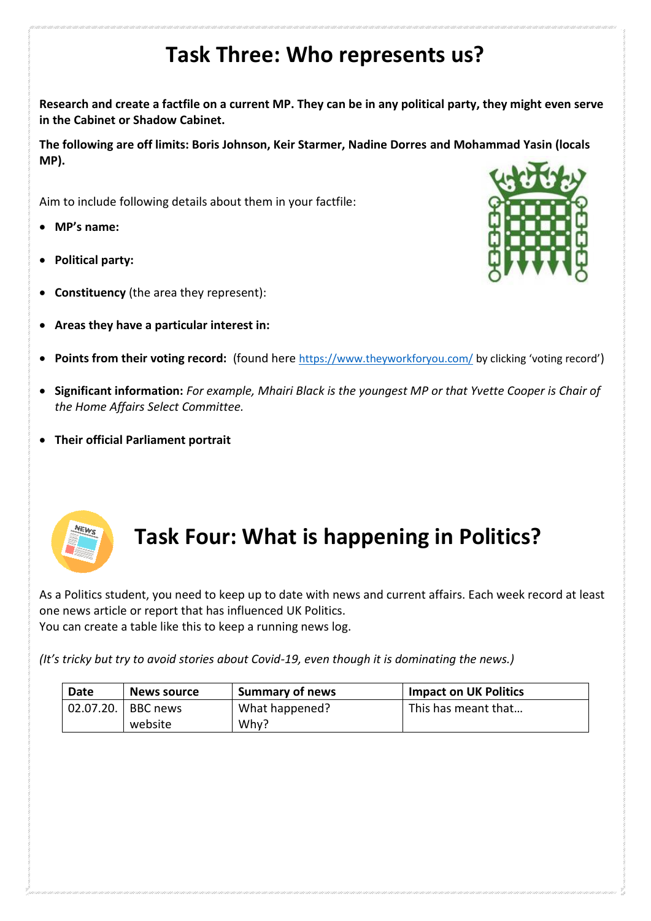# Task Three: Who represents us?

**Research and create a factfile on a current MP. They can be in any political party, they might even serve in the Cabinet or Shadow Cabinet.**

**The following are off limits: Boris Johnson, Keir Starmer, Nadine Dorres and Mohammad Yasin (locals MP).**

Aim to include following details about them in your factfile:

- **MP's name:**
- **Political party:**
- **Constituency** (the area they represent):
- **Areas they have a particular interest in:**
- **Points from their voting record:** (found here https://www.theyworkforyou.com/ by clicking 'voting record')
- **Significant information:** *For example, Mhairi Black is the youngest MP or that Yvette Cooper is Chair of the Home Affairs Select Committee.*
- **Their official Parliament portrait**

# Task Four: What is happening in Politics?

As a Politics student, you need to keep up to date with news and current affairs. Each week record at least one news article or report that has influenced UK Politics.
You can create a table like this to keep a running news log.

*(It's tricky but try to avoid stories about Covid-19, even though it is dominating the news.)*

| Date | News source | Summary of news | Impact on UK Politics |
|---|---|---|---|
| 02.07.20. | BBC news website | What happened? Why? | This has meant that… |